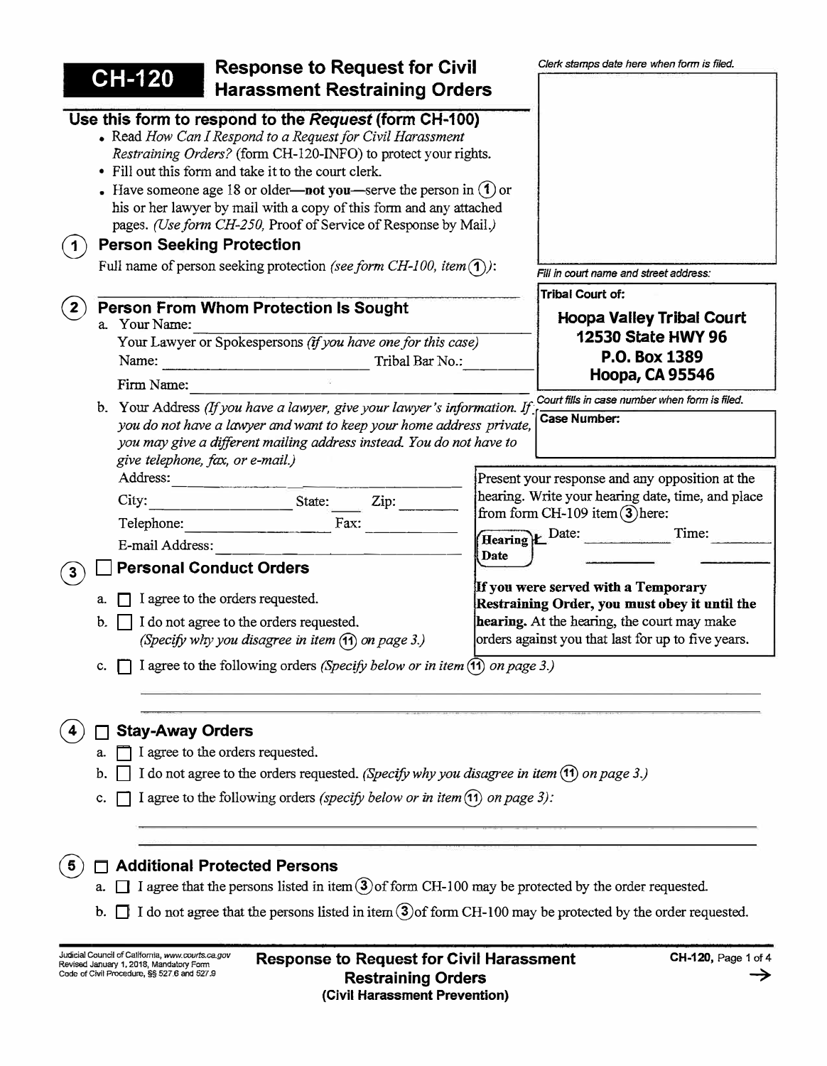# CH-120 Response to Request for Civil Harassment Restraining Orders

*Clerk stamps date here when form is filed.*

*Fill in court name and street address:*

**Tribal Court of:**

**Hoopa Valley Tribal Court**
**12530 State HWY 96**
**P.O. Box 1389**
**Hoopa, CA 95546**

*Court fills in case number when form is filed.*

**Case Number:**

## Use this form to respond to the *Request* (form CH-100)

- Read *How Can I Respond to a Request for Civil Harassment Restraining Orders?* (form CH-120-INFO) to protect your rights.
- Fill out this form and take it to the court clerk.
- Have someone age 18 or older—**not you**—serve the person in (1) or his or her lawyer by mail with a copy of this form and any attached pages. *(Use form CH-250,* Proof of Service of Response by Mail.*)*

### (1) Person Seeking Protection

Full name of person seeking protection *(see form CH-100, item (1)):* ______________________

### (2) Person From Whom Protection Is Sought

a. Your Name: ______________________

Your Lawyer or Spokespersons *(if you have one for this case)*

Name: ______________________ Tribal Bar No.: __________

Firm Name: ______________________

b. Your Address *(If you have a lawyer, give your lawyer's information. If you do not have a lawyer and want to keep your home address private, you may give a different mailing address instead. You do not have to give telephone, fax, or e-mail.)*

Address: ______________________

City: ______________ State: ____ Zip: ______

Telephone: ______________ Fax: ______________

E-mail Address: ______________________

Present your response and any opposition at the hearing. Write your hearing date, time, and place from form CH-109 item (3) here:

**Hearing Date** → Date: __________ Time: __________

**If you were served with a Temporary Restraining Order, you must obey it until the hearing.** At the hearing, the court may make orders against you that last for up to five years.

### (3) ☐ Personal Conduct Orders

a. ☐ I agree to the orders requested.

b. ☐ I do not agree to the orders requested. *(Specify why you disagree in item (11) on page 3.)*

c. ☐ I agree to the following orders *(Specify below or in item (11) on page 3.)*

______________________________________________

______________________________________________

### (4) ☐ Stay-Away Orders

a. ☐ I agree to the orders requested.

b. ☐ I do not agree to the orders requested. *(Specify why you disagree in item (11) on page 3.)*

c. ☐ I agree to the following orders *(specify below or in item (11) on page 3):*

______________________________________________

______________________________________________

### (5) ☐ Additional Protected Persons

a. ☐ I agree that the persons listed in item (3) of form CH-100 may be protected by the order requested.

b. ☐ I do not agree that the persons listed in item (3) of form CH-100 may be protected by the order requested.

Judicial Council of California, www.courts.ca.gov
Revised January 1, 2018, Mandatory Form
Code of Civil Procedure, §§ 527.6 and 527.9

**Response to Request for Civil Harassment Restraining Orders**
**(Civil Harassment Prevention)**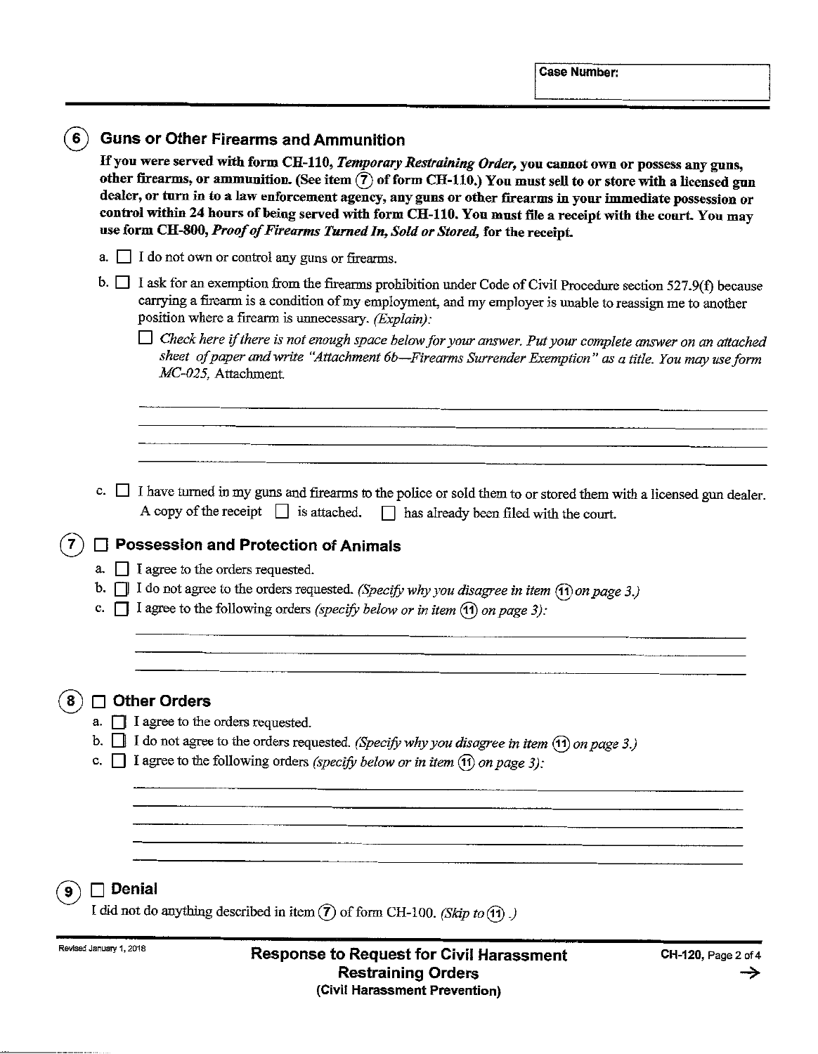Case Number:

## 6 Guns or Other Firearms and Ammunition

**If you were served with form CH-110, *Temporary Restraining Order*, you cannot own or possess any guns, other firearms, or ammunition. (See item 7 of form CH-110.) You must sell to or store with a licensed gun dealer, or turn in to a law enforcement agency, any guns or other firearms in your immediate possession or control within 24 hours of being served with form CH-110. You must file a receipt with the court. You may use form CH-800, *Proof of Firearms Turned In, Sold or Stored*, for the receipt.**

a. ☐ I do not own or control any guns or firearms.

b. ☐ I ask for an exemption from the firearms prohibition under Code of Civil Procedure section 527.9(f) because carrying a firearm is a condition of my employment, and my employer is unable to reassign me to another position where a firearm is unnecessary. *(Explain):*

☐ *Check here if there is not enough space below for your answer. Put your complete answer on an attached sheet of paper and write "Attachment 6b—Firearms Surrender Exemption" as a title. You may use form MC-025,* Attachment.

_______________________________________________

_______________________________________________

_______________________________________________

_______________________________________________

c. ☐ I have turned in my guns and firearms to the police or sold them to or stored them with a licensed gun dealer. A copy of the receipt ☐ is attached. ☐ has already been filed with the court.

## 7 ☐ Possession and Protection of Animals

a. ☐ I agree to the orders requested.

b. ☐ I do not agree to the orders requested. *(Specify why you disagree in item 11 on page 3.)*

c. ☐ I agree to the following orders *(specify below or in item 11 on page 3):*

_______________________________________________

_______________________________________________

_______________________________________________

## 8 ☐ Other Orders

a. ☐ I agree to the orders requested.

b. ☐ I do not agree to the orders requested. *(Specify why you disagree in item 11 on page 3.)*

c. ☐ I agree to the following orders *(specify below or in item 11 on page 3):*

_______________________________________________

_______________________________________________

_______________________________________________

_______________________________________________

_______________________________________________

## 9 ☐ Denial

I did not do anything described in item 7 of form CH-100. *(Skip to 11.)*

Revised January 1, 2018

**Response to Request for Civil Harassment Restraining Orders**
**(Civil Harassment Prevention)**

CH-120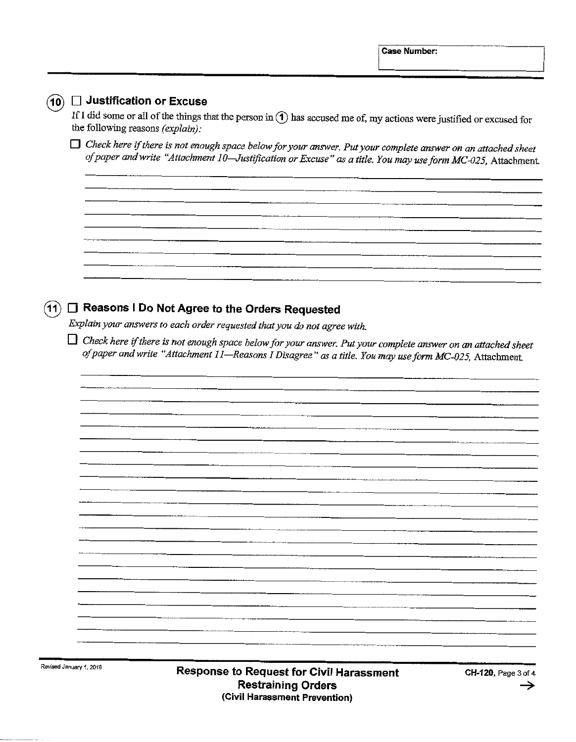Case Number:

## (10) ☐ Justification or Excuse

If I did some or all of the things that the person in (1) has accused me of, my actions were justified or excused for the following reasons *(explain):*

☐ *Check here if there is not enough space below for your answer. Put your complete answer on an attached sheet of paper and write "Attachment 10—Justification or Excuse" as a title. You may use form MC-025,* Attachment.

## (11) ☐ Reasons I Do Not Agree to the Orders Requested

*Explain your answers to each order requested that you do not agree with.*

☐ *Check here if there is not enough space below for your answer. Put your complete answer on an attached sheet of paper and write "Attachment 11—Reasons I Disagree" as a title. You may use form MC-025,* Attachment.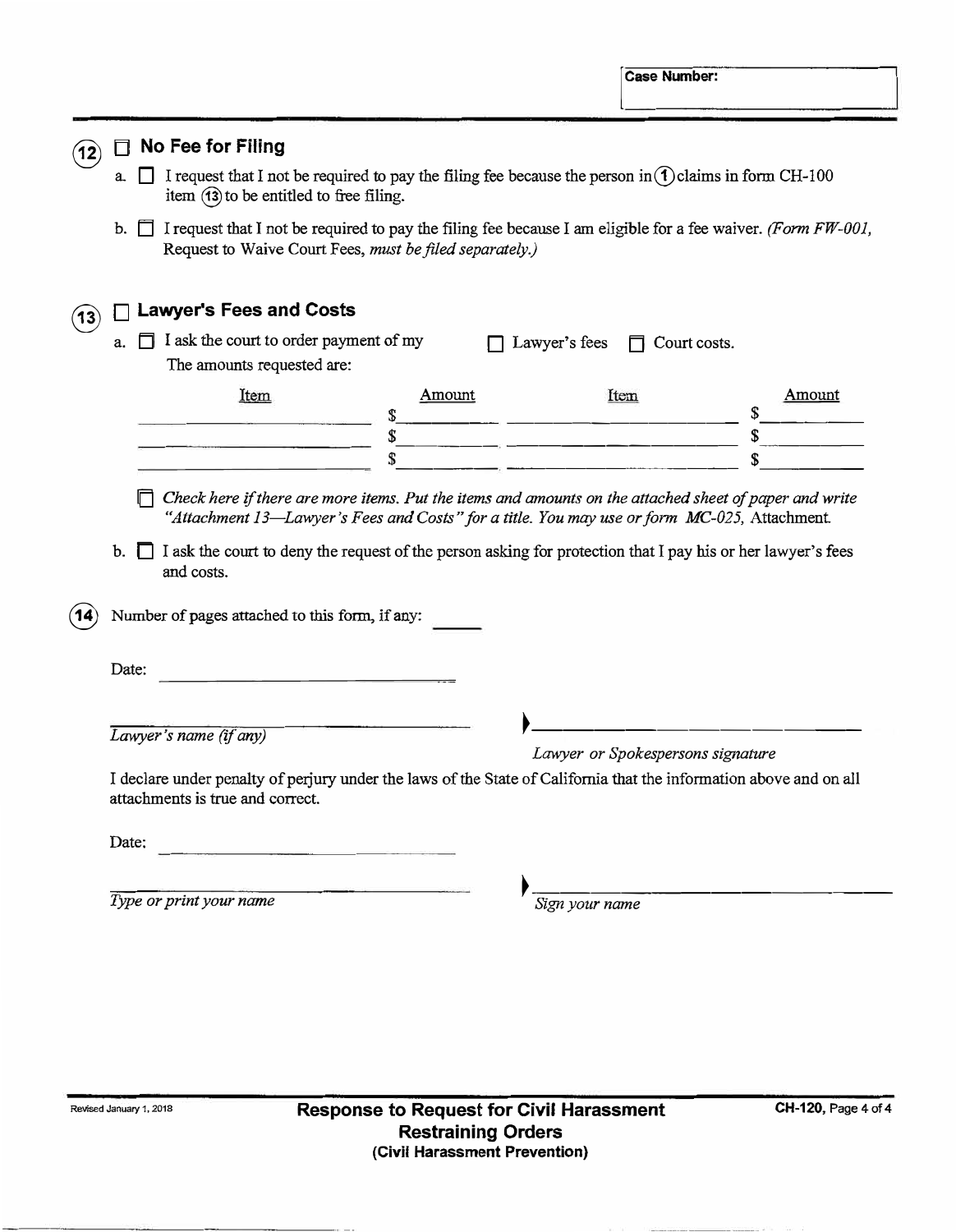Case Number:

## (12) ☐ No Fee for Filing

a. ☐ I request that I not be required to pay the filing fee because the person in (1) claims in form CH-100 item (13) to be entitled to free filing.

b. ☐ I request that I not be required to pay the filing fee because I am eligible for a fee waiver. *(Form FW-001,* Request to Waive Court Fees, *must be filed separately.)*

## (13) ☐ Lawyer's Fees and Costs

a. ☐ I ask the court to order payment of my ☐ Lawyer's fees ☐ Court costs.

The amounts requested are:

| Item | Amount | Item | Amount |
|---|---|---|---|
| | $ | | $ |
| | $ | | $ |
| | $ | | $ |

☐ *Check here if there are more items. Put the items and amounts on the attached sheet of paper and write "Attachment 13—Lawyer's Fees and Costs" for a title. You may use or form MC-025,* Attachment.

b. ☐ I ask the court to deny the request of the person asking for protection that I pay his or her lawyer's fees and costs.

(14) Number of pages attached to this form, if any: ______

Date: ______________________

______________________
*Lawyer's name (if any)*

▶ ______________________
*Lawyer or Spokespersons signature*

I declare under penalty of perjury under the laws of the State of California that the information above and on all attachments is true and correct.

Date: ______________________

______________________
*Type or print your name*

▶ ______________________
*Sign your name*